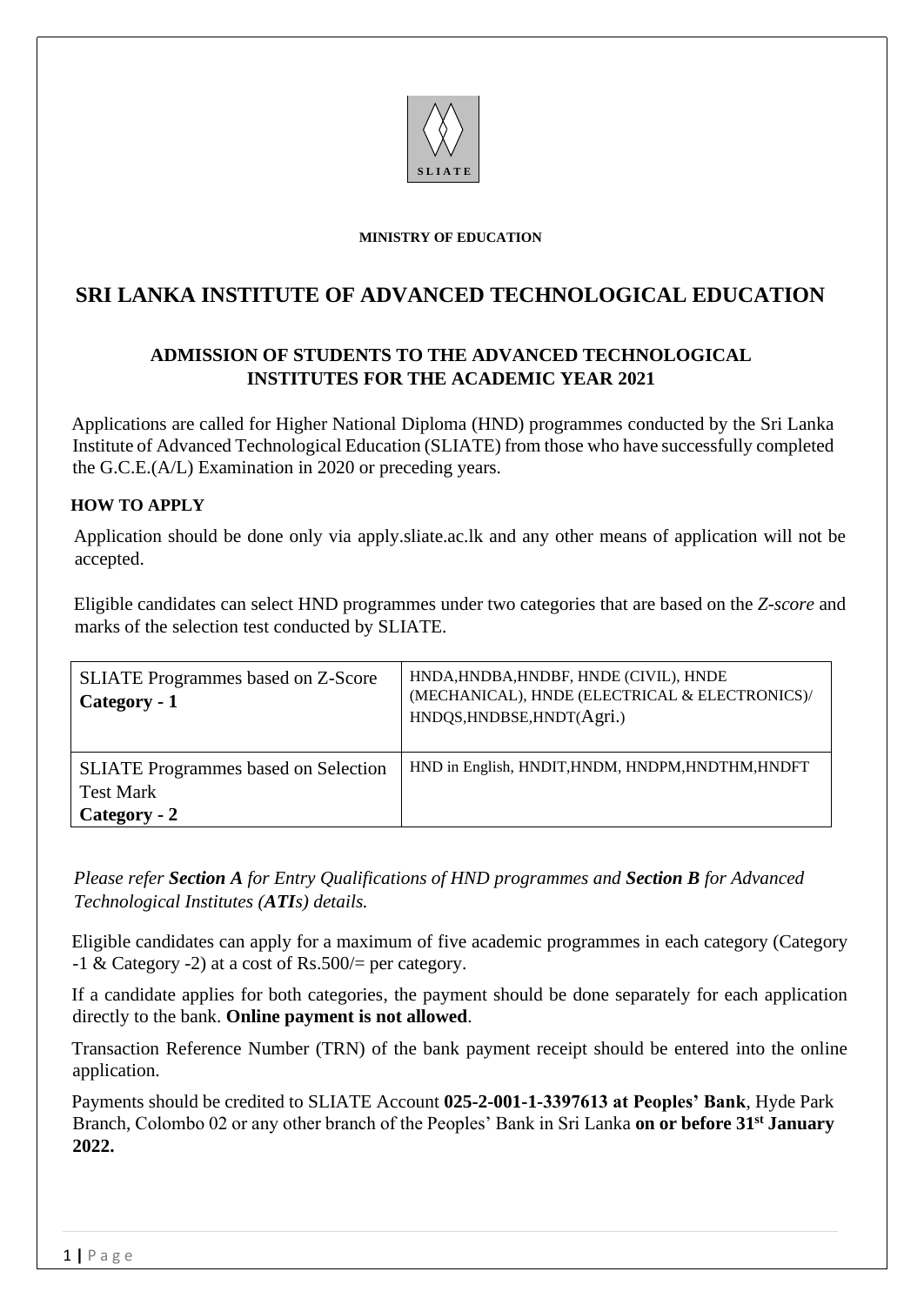SLIATE

**MINISTRY OF EDUCATION**

# SRI LANKA INSTITUTE OF ADVANCED TECHNOLOGICAL EDUCATION

## ADMISSION OF STUDENTS TO THE ADVANCED TECHNOLOGICAL INSTITUTES FOR THE ACADEMIC YEAR 2021

Applications are called for Higher National Diploma (HND) programmes conducted by the Sri Lanka Institute of Advanced Technological Education (SLIATE) from those who have successfully completed the G.C.E.(A/L) Examination in 2020 or preceding years.

### HOW TO APPLY

Application should be done only via apply.sliate.ac.lk and any other means of application will not be accepted.

Eligible candidates can select HND programmes under two categories that are based on the *Z-score* and marks of the selection test conducted by SLIATE.

| | |
|---|---|
| SLIATE Programmes based on Z-Score **Category - 1** | HNDA,HNDBA,HNDBF, HNDE (CIVIL), HNDE (MECHANICAL), HNDE (ELECTRICAL & ELECTRONICS)/ HNDQS,HNDBSE,HNDT(Agri.) |
| SLIATE Programmes based on Selection Test Mark **Category - 2** | HND in English, HNDIT,HNDM, HNDPM,HNDTHM,HNDFT |

*Please refer **Section A** for Entry Qualifications of HND programmes and **Section B** for Advanced Technological Institutes (**ATI**s) details.*

Eligible candidates can apply for a maximum of five academic programmes in each category (Category -1 & Category -2) at a cost of Rs.500/= per category.

If a candidate applies for both categories, the payment should be done separately for each application directly to the bank. **Online payment is not allowed**.

Transaction Reference Number (TRN) of the bank payment receipt should be entered into the online application.

Payments should be credited to SLIATE Account **025-2-001-1-3397613 at Peoples' Bank**, Hyde Park Branch, Colombo 02 or any other branch of the Peoples' Bank in Sri Lanka **on or before 31st January 2022.**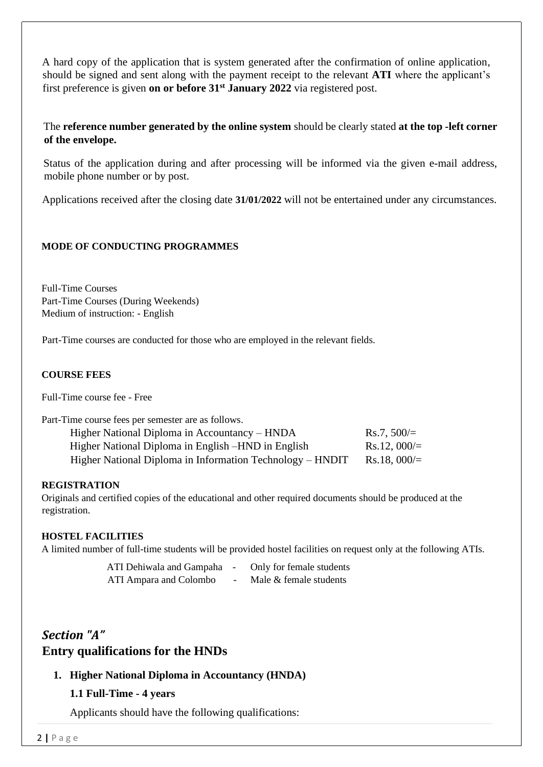A hard copy of the application that is system generated after the confirmation of online application, should be signed and sent along with the payment receipt to the relevant **ATI** where the applicant's first preference is given **on or before 31st January 2022** via registered post.

The **reference number generated by the online system** should be clearly stated **at the top -left corner of the envelope.**

Status of the application during and after processing will be informed via the given e-mail address, mobile phone number or by post.

Applications received after the closing date **31/01/2022** will not be entertained under any circumstances.

### MODE OF CONDUCTING PROGRAMMES

Full-Time Courses
Part-Time Courses (During Weekends)
Medium of instruction: - English

Part-Time courses are conducted for those who are employed in the relevant fields.

### COURSE FEES

Full-Time course fee - Free

Part-Time course fees per semester are as follows.

| | |
|---|---|
| Higher National Diploma in Accountancy – HNDA | Rs.7, 500/= |
| Higher National Diploma in English –HND in English | Rs.12, 000/= |
| Higher National Diploma in Information Technology – HNDIT | Rs.18, 000/= |

### REGISTRATION

Originals and certified copies of the educational and other required documents should be produced at the registration.

### HOSTEL FACILITIES

A limited number of full-time students will be provided hostel facilities on request only at the following ATIs.

| | | |
|---|---|---|
| ATI Dehiwala and Gampaha | - | Only for female students |
| ATI Ampara and Colombo | - | Male & female students |

## *Section "A"*
## Entry qualifications for the HNDs

1. **Higher National Diploma in Accountancy (HNDA)**

   **1.1 Full-Time - 4 years**

   Applicants should have the following qualifications: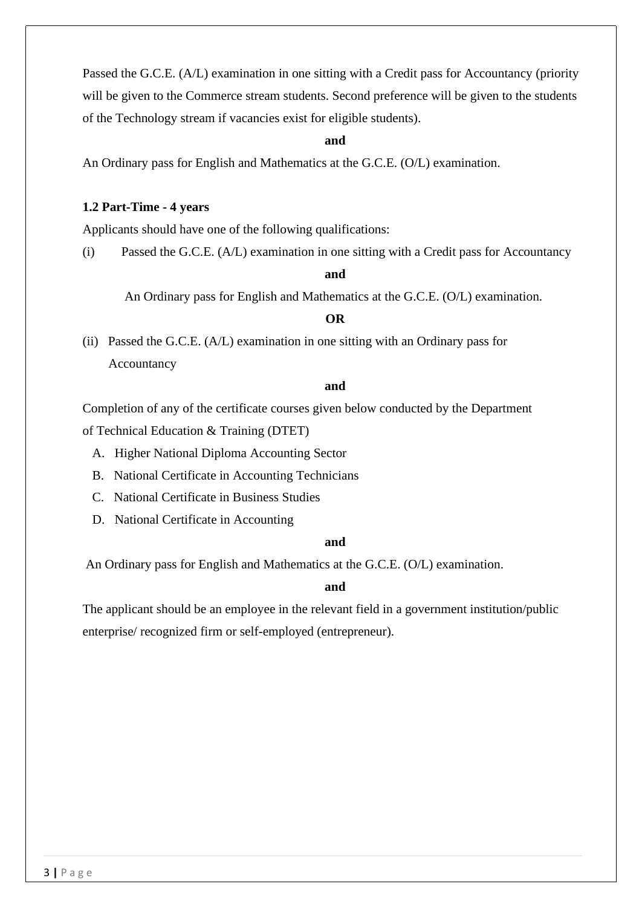Passed the G.C.E. (A/L) examination in one sitting with a Credit pass for Accountancy (priority will be given to the Commerce stream students. Second preference will be given to the students of the Technology stream if vacancies exist for eligible students).

**and**

An Ordinary pass for English and Mathematics at the G.C.E. (O/L) examination.

**1.2 Part-Time - 4 years**

Applicants should have one of the following qualifications:

(i) Passed the G.C.E. (A/L) examination in one sitting with a Credit pass for Accountancy

**and**

An Ordinary pass for English and Mathematics at the G.C.E. (O/L) examination.

**OR**

(ii) Passed the G.C.E. (A/L) examination in one sitting with an Ordinary pass for Accountancy

**and**

Completion of any of the certificate courses given below conducted by the Department of Technical Education & Training (DTET)

A. Higher National Diploma Accounting Sector
B. National Certificate in Accounting Technicians
C. National Certificate in Business Studies
D. National Certificate in Accounting

**and**

An Ordinary pass for English and Mathematics at the G.C.E. (O/L) examination.

**and**

The applicant should be an employee in the relevant field in a government institution/public enterprise/ recognized firm or self-employed (entrepreneur).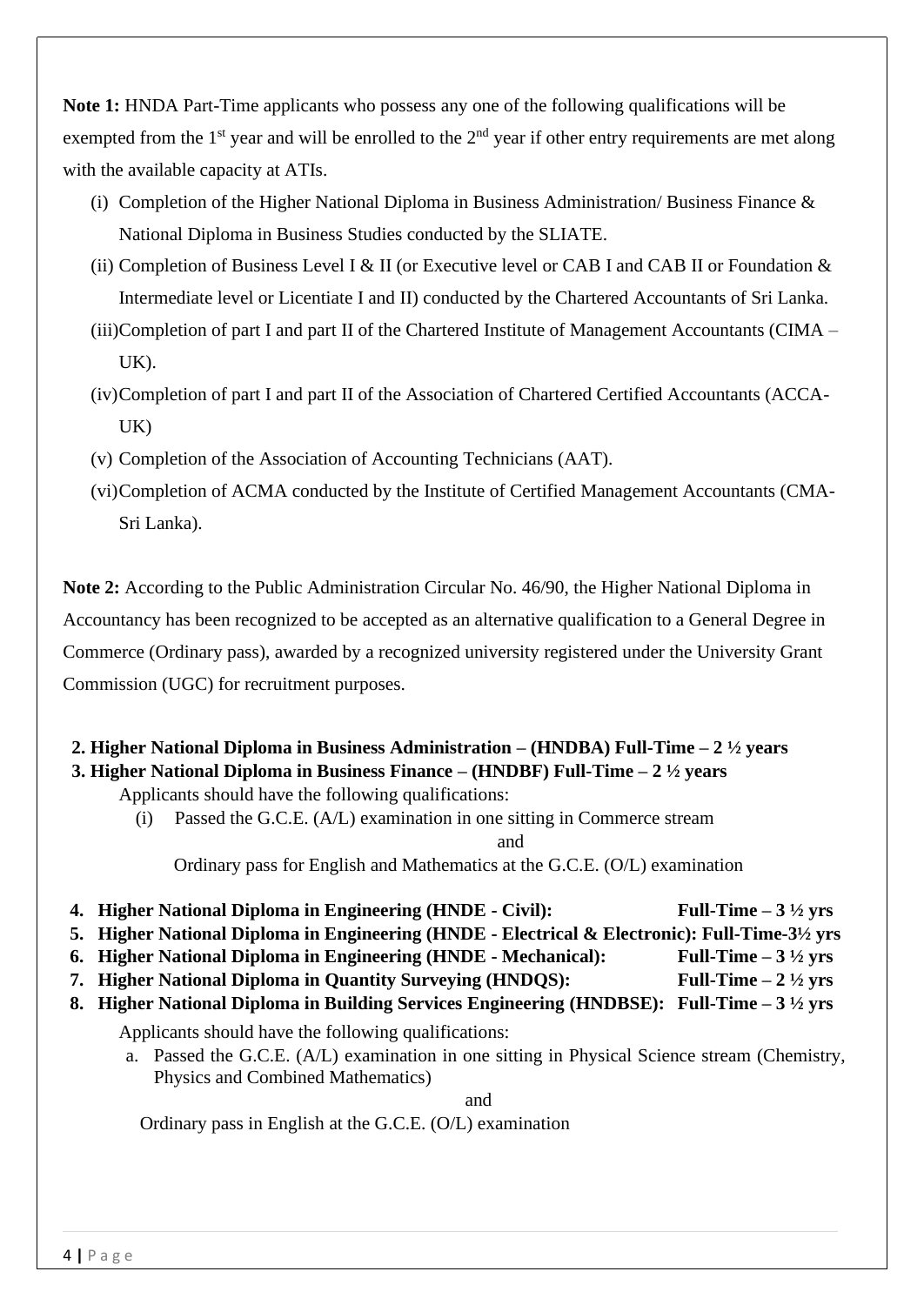**Note 1:** HNDA Part-Time applicants who possess any one of the following qualifications will be exempted from the 1st year and will be enrolled to the 2nd year if other entry requirements are met along with the available capacity at ATIs.

(i) Completion of the Higher National Diploma in Business Administration/ Business Finance & National Diploma in Business Studies conducted by the SLIATE.

(ii) Completion of Business Level I & II (or Executive level or CAB I and CAB II or Foundation & Intermediate level or Licentiate I and II) conducted by the Chartered Accountants of Sri Lanka.

(iii) Completion of part I and part II of the Chartered Institute of Management Accountants (CIMA – UK).

(iv) Completion of part I and part II of the Association of Chartered Certified Accountants (ACCA-UK)

(v) Completion of the Association of Accounting Technicians (AAT).

(vi) Completion of ACMA conducted by the Institute of Certified Management Accountants (CMA-Sri Lanka).

**Note 2:** According to the Public Administration Circular No. 46/90, the Higher National Diploma in Accountancy has been recognized to be accepted as an alternative qualification to a General Degree in Commerce (Ordinary pass), awarded by a recognized university registered under the University Grant Commission (UGC) for recruitment purposes.

**2. Higher National Diploma in Business Administration – (HNDBA) Full-Time – 2 ½ years**

**3. Higher National Diploma in Business Finance – (HNDBF) Full-Time – 2 ½ years**

Applicants should have the following qualifications:

(i) Passed the G.C.E. (A/L) examination in one sitting in Commerce stream

and

Ordinary pass for English and Mathematics at the G.C.E. (O/L) examination

**4. Higher National Diploma in Engineering (HNDE - Civil): Full-Time – 3 ½ yrs**

**5. Higher National Diploma in Engineering (HNDE - Electrical & Electronic): Full-Time-3½ yrs**

**6. Higher National Diploma in Engineering (HNDE - Mechanical): Full-Time – 3 ½ yrs**

**7. Higher National Diploma in Quantity Surveying (HNDQS): Full-Time – 2 ½ yrs**

**8. Higher National Diploma in Building Services Engineering (HNDBSE): Full-Time – 3 ½ yrs**

Applicants should have the following qualifications:

a. Passed the G.C.E. (A/L) examination in one sitting in Physical Science stream (Chemistry, Physics and Combined Mathematics)

and

Ordinary pass in English at the G.C.E. (O/L) examination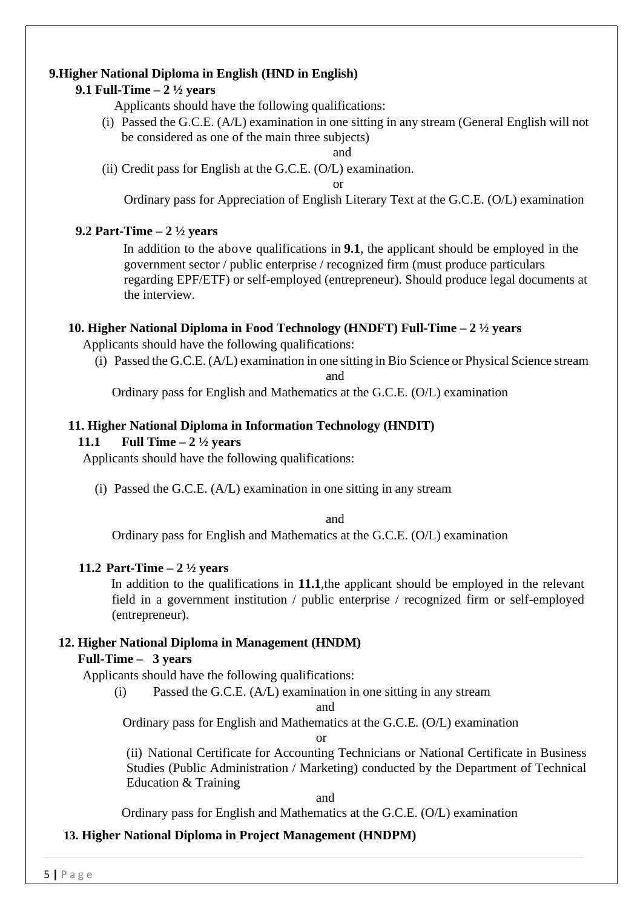## 9. Higher National Diploma in English (HND in English)

### 9.1 Full-Time – 2 ½ years

Applicants should have the following qualifications:

(i) Passed the G.C.E. (A/L) examination in one sitting in any stream (General English will not be considered as one of the main three subjects)

and

(ii) Credit pass for English at the G.C.E. (O/L) examination.

or

Ordinary pass for Appreciation of English Literary Text at the G.C.E. (O/L) examination

### 9.2 Part-Time – 2 ½ years

In addition to the above qualifications in **9.1**, the applicant should be employed in the government sector / public enterprise / recognized firm (must produce particulars regarding EPF/ETF) or self-employed (entrepreneur). Should produce legal documents at the interview.

## 10. Higher National Diploma in Food Technology (HNDFT) Full-Time – 2 ½ years

Applicants should have the following qualifications:

(i) Passed the G.C.E. (A/L) examination in one sitting in Bio Science or Physical Science stream

and

Ordinary pass for English and Mathematics at the G.C.E. (O/L) examination

## 11. Higher National Diploma in Information Technology (HNDIT)

### 11.1 Full Time – 2 ½ years

Applicants should have the following qualifications:

(i) Passed the G.C.E. (A/L) examination in one sitting in any stream

and

Ordinary pass for English and Mathematics at the G.C.E. (O/L) examination

### 11.2 Part-Time – 2 ½ years

In addition to the qualifications in **11.1**,the applicant should be employed in the relevant field in a government institution / public enterprise / recognized firm or self-employed (entrepreneur).

## 12. Higher National Diploma in Management (HNDM)

**Full-Time – 3 years**

Applicants should have the following qualifications:

(i) Passed the G.C.E. (A/L) examination in one sitting in any stream

and

Ordinary pass for English and Mathematics at the G.C.E. (O/L) examination

or

(ii) National Certificate for Accounting Technicians or National Certificate in Business Studies (Public Administration / Marketing) conducted by the Department of Technical Education & Training

and

Ordinary pass for English and Mathematics at the G.C.E. (O/L) examination

## 13. Higher National Diploma in Project Management (HNDPM)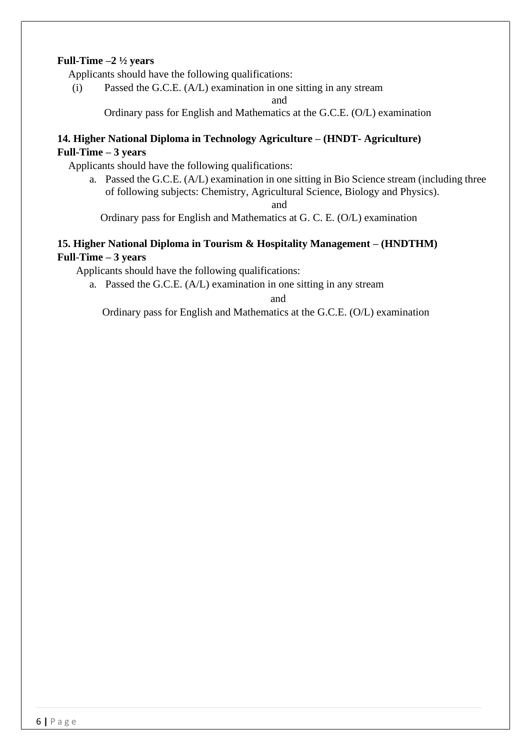**Full-Time –2 ½ years**

Applicants should have the following qualifications:

(i) Passed the G.C.E. (A/L) examination in one sitting in any stream

and

Ordinary pass for English and Mathematics at the G.C.E. (O/L) examination

**14. Higher National Diploma in Technology Agriculture – (HNDT- Agriculture)**

**Full-Time – 3 years**

Applicants should have the following qualifications:

a. Passed the G.C.E. (A/L) examination in one sitting in Bio Science stream (including three of following subjects: Chemistry, Agricultural Science, Biology and Physics).

and

Ordinary pass for English and Mathematics at G. C. E. (O/L) examination

**15. Higher National Diploma in Tourism & Hospitality Management – (HNDTHM)**

**Full-Time – 3 years**

Applicants should have the following qualifications:

a. Passed the G.C.E. (A/L) examination in one sitting in any stream

and

Ordinary pass for English and Mathematics at the G.C.E. (O/L) examination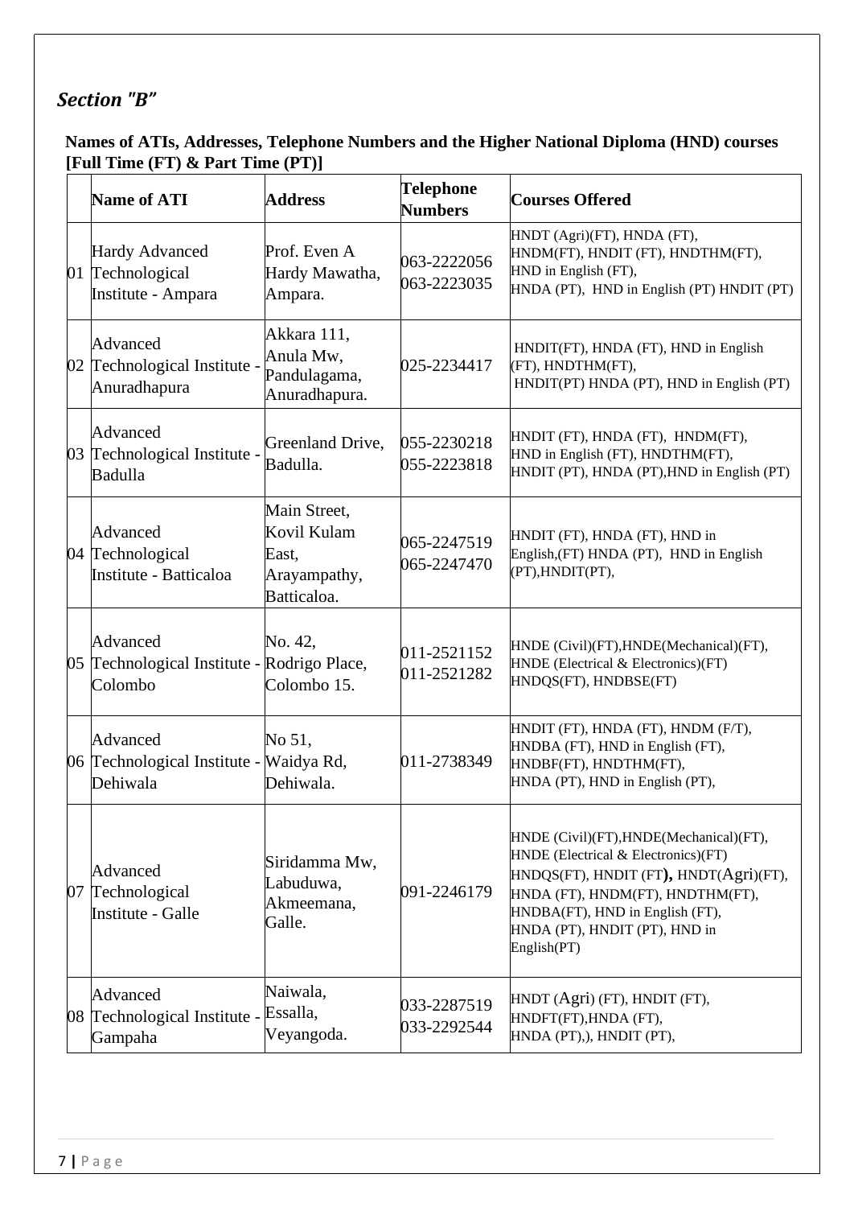## *Section "B"*

**Names of ATIs, Addresses, Telephone Numbers and the Higher National Diploma (HND) courses [Full Time (FT) & Part Time (PT)]**

| | Name of ATI | Address | Telephone Numbers | Courses Offered |
|---|---|---|---|---|
| 01 | Hardy Advanced Technological Institute - Ampara | Prof. Even A Hardy Mawatha, Ampara. | 063-2222056 063-2223035 | HNDT (Agri)(FT), HNDA (FT), HNDM(FT), HNDIT (FT), HNDTHM(FT), HND in English (FT), HNDA (PT), HND in English (PT) HNDIT (PT) |
| 02 | Advanced Technological Institute - Anuradhapura | Akkara 111, Anula Mw, Pandulagama, Anuradhapura. | 025-2234417 | HNDIT(FT), HNDA (FT), HND in English (FT), HNDTHM(FT), HNDIT(PT) HNDA (PT), HND in English (PT) |
| 03 | Advanced Technological Institute - Badulla | Greenland Drive, Badulla. | 055-2230218 055-2223818 | HNDIT (FT), HNDA (FT), HNDM(FT), HND in English (FT), HNDTHM(FT), HNDIT (PT), HNDA (PT),HND in English (PT) |
| 04 | Advanced Technological Institute - Batticaloa | Main Street, Kovil Kulam East, Arayampathy, Batticaloa. | 065-2247519 065-2247470 | HNDIT (FT), HNDA (FT), HND in English,(FT) HNDA (PT), HND in English (PT),HNDIT(PT), |
| 05 | Advanced Technological Institute - Colombo | No. 42, Rodrigo Place, Colombo 15. | 011-2521152 011-2521282 | HNDE (Civil)(FT),HNDE(Mechanical)(FT), HNDE (Electrical & Electronics)(FT) HNDQS(FT), HNDBSE(FT) |
| 06 | Advanced Technological Institute - Dehiwala | No 51, Waidya Rd, Dehiwala. | 011-2738349 | HNDIT (FT), HNDA (FT), HNDM (F/T), HNDBA (FT), HND in English (FT), HNDBF(FT), HNDTHM(FT), HNDA (PT), HND in English (PT), |
| 07 | Advanced Technological Institute - Galle | Siridamma Mw, Labuduwa, Akmeemana, Galle. | 091-2246179 | HNDE (Civil)(FT),HNDE(Mechanical)(FT), HNDE (Electrical & Electronics)(FT) HNDQS(FT), HNDIT (FT**),** HNDT(Agri)(FT), HNDA (FT), HNDM(FT), HNDTHM(FT), HNDBA(FT), HND in English (FT), HNDA (PT), HNDIT (PT), HND in English(PT) |
| 08 | Advanced Technological Institute - Gampaha | Naiwala, Essalla, Veyangoda. | 033-2287519 033-2292544 | HNDT (Agri) (FT), HNDIT (FT), HNDFT(FT),HNDA (FT), HNDA (PT),), HNDIT (PT), |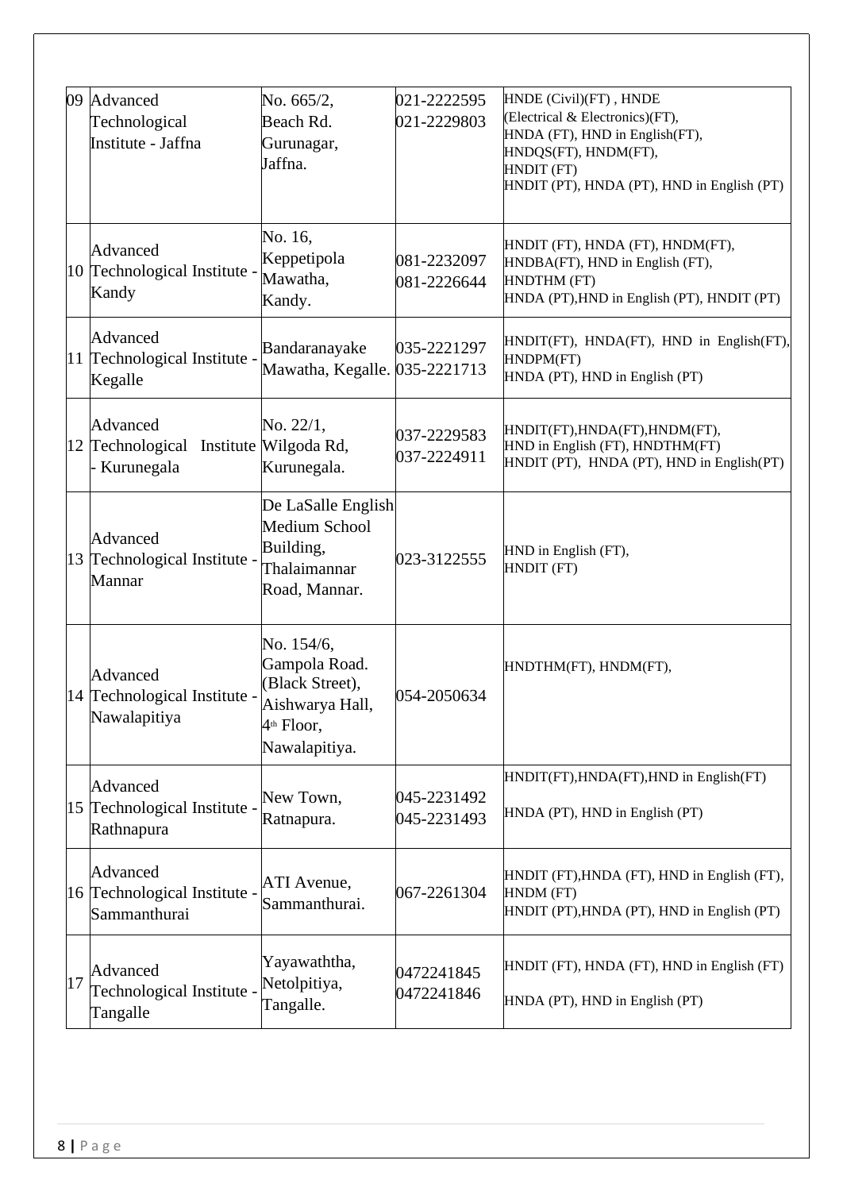| | | | | |
|---|---|---|---|---|
| 09 | Advanced Technological Institute - Jaffna | No. 665/2, Beach Rd. Gurunagar, Jaffna. | 021-2222595 021-2229803 | HNDE (Civil)(FT) , HNDE (Electrical & Electronics)(FT), HNDA (FT), HND in English(FT), HNDQS(FT), HNDM(FT), HNDIT (FT) HNDIT (PT), HNDA (PT), HND in English (PT) |
| 10 | Advanced Technological Institute - Kandy | No. 16, Keppetipola Mawatha, Kandy. | 081-2232097 081-2226644 | HNDIT (FT), HNDA (FT), HNDM(FT), HNDBA(FT), HND in English (FT), HNDTHM (FT) HNDA (PT),HND in English (PT), HNDIT (PT) |
| 11 | Advanced Technological Institute - Kegalle | Bandaranayake Mawatha, Kegalle. | 035-2221297 035-2221713 | HNDIT(FT), HNDA(FT), HND in English(FT), HNDPM(FT) HNDA (PT), HND in English (PT) |
| 12 | Advanced Technological Institute - Kurunegala | No. 22/1, Wilgoda Rd, Kurunegala. | 037-2229583 037-2224911 | HNDIT(FT),HNDA(FT),HNDM(FT), HND in English (FT), HNDTHM(FT) HNDIT (PT), HNDA (PT), HND in English(PT) |
| 13 | Advanced Technological Institute - Mannar | De LaSalle English Medium School Building, Thalaimannar Road, Mannar. | 023-3122555 | HND in English (FT), HNDIT (FT) |
| 14 | Advanced Technological Institute - Nawalapitiya | No. 154/6, Gampola Road. (Black Street), Aishwarya Hall, 4th Floor, Nawalapitiya. | 054-2050634 | HNDTHM(FT), HNDM(FT), |
| 15 | Advanced Technological Institute - Rathnapura | New Town, Ratnapura. | 045-2231492 045-2231493 | HNDIT(FT),HNDA(FT),HND in English(FT) HNDA (PT), HND in English (PT) |
| 16 | Advanced Technological Institute - Sammanthurai | ATI Avenue, Sammanthurai. | 067-2261304 | HNDIT (FT),HNDA (FT), HND in English (FT), HNDM (FT) HNDIT (PT),HNDA (PT), HND in English (PT) |
| 17 | Advanced Technological Institute - Tangalle | Yayawaththa, Netolpitiya, Tangalle. | 0472241845 0472241846 | HNDIT (FT), HNDA (FT), HND in English (FT) HNDA (PT), HND in English (PT) |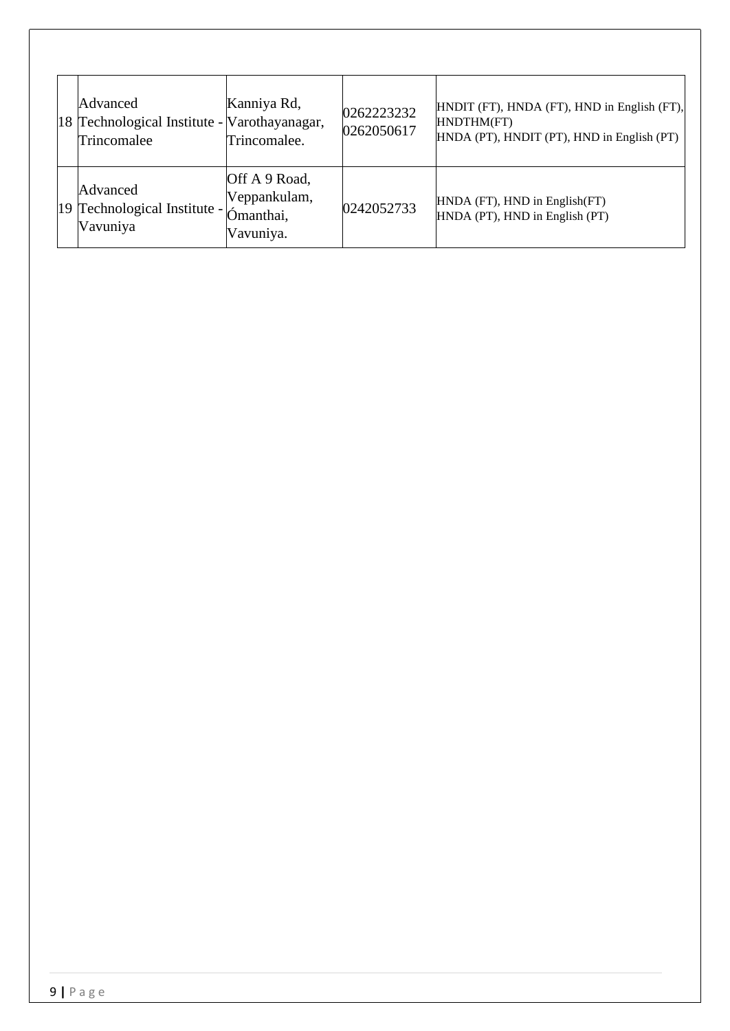| | | | | |
|---|---|---|---|---|
| 18 | Advanced Technological Institute - Trincomalee | Kanniya Rd, Varothayanagar, Trincomalee. | 0262223232 0262050617 | HNDIT (FT), HNDA (FT), HND in English (FT), HNDTHM(FT) HNDA (PT), HNDIT (PT), HND in English (PT) |
| 19 | Advanced Technological Institute - Vavuniya | Off A 9 Road, Veppankulam, Ómanthai, Vavuniya. | 0242052733 | HNDA (FT), HND in English(FT) HNDA (PT), HND in English (PT) |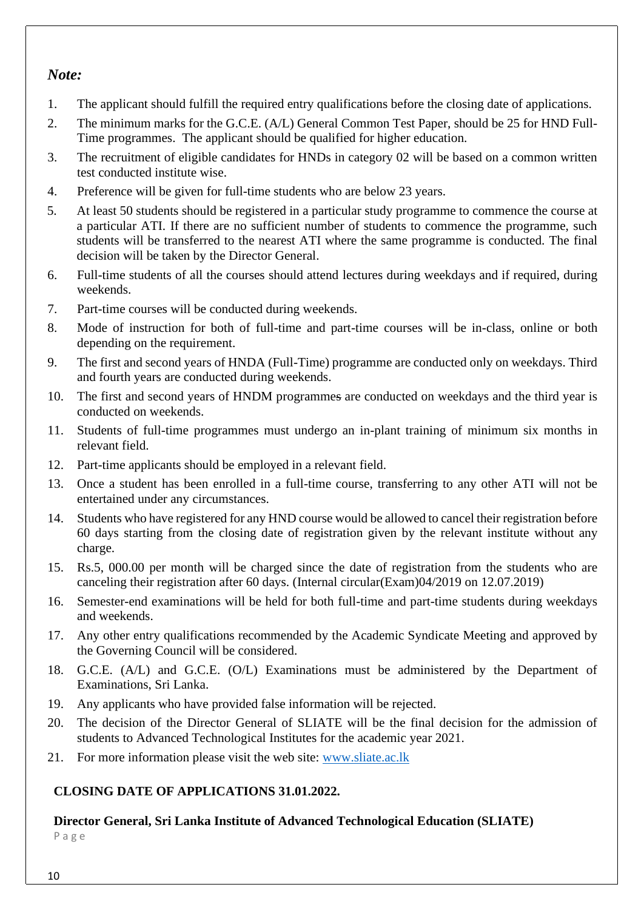*Note:*

1. The applicant should fulfill the required entry qualifications before the closing date of applications.
2. The minimum marks for the G.C.E. (A/L) General Common Test Paper, should be 25 for HND Full-Time programmes. The applicant should be qualified for higher education.
3. The recruitment of eligible candidates for HNDs in category 02 will be based on a common written test conducted institute wise.
4. Preference will be given for full-time students who are below 23 years.
5. At least 50 students should be registered in a particular study programme to commence the course at a particular ATI. If there are no sufficient number of students to commence the programme, such students will be transferred to the nearest ATI where the same programme is conducted. The final decision will be taken by the Director General.
6. Full-time students of all the courses should attend lectures during weekdays and if required, during weekends.
7. Part-time courses will be conducted during weekends.
8. Mode of instruction for both of full-time and part-time courses will be in-class, online or both depending on the requirement.
9. The first and second years of HNDA (Full-Time) programme are conducted only on weekdays. Third and fourth years are conducted during weekends.
10. The first and second years of HNDM programmes are conducted on weekdays and the third year is conducted on weekends.
11. Students of full-time programmes must undergo an in-plant training of minimum six months in relevant field.
12. Part-time applicants should be employed in a relevant field.
13. Once a student has been enrolled in a full-time course, transferring to any other ATI will not be entertained under any circumstances.
14. Students who have registered for any HND course would be allowed to cancel their registration before 60 days starting from the closing date of registration given by the relevant institute without any charge.
15. Rs.5, 000.00 per month will be charged since the date of registration from the students who are canceling their registration after 60 days. (Internal circular(Exam)04/2019 on 12.07.2019)
16. Semester-end examinations will be held for both full-time and part-time students during weekdays and weekends.
17. Any other entry qualifications recommended by the Academic Syndicate Meeting and approved by the Governing Council will be considered.
18. G.C.E. (A/L) and G.C.E. (O/L) Examinations must be administered by the Department of Examinations, Sri Lanka.
19. Any applicants who have provided false information will be rejected.
20. The decision of the Director General of SLIATE will be the final decision for the admission of students to Advanced Technological Institutes for the academic year 2021.
21. For more information please visit the web site: [www.sliate.ac.lk](http://www.sliate.ac.lk)

**CLOSING DATE OF APPLICATIONS 31.01.2022.**

**Director General, Sri Lanka Institute of Advanced Technological Education (SLIATE)**